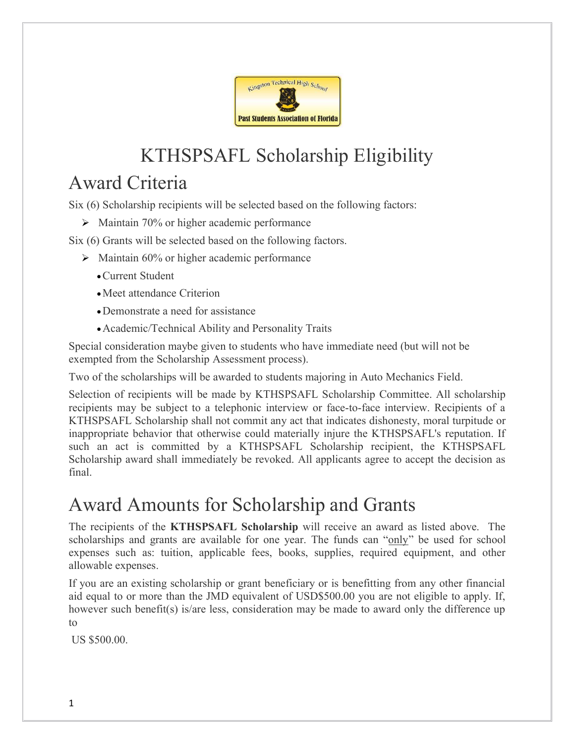# KTHSPSAFL Scholarship Eligibility

## Award Criteria

Six (6) Scholarship recipients will be selected based on the following factors:

- Maintain 70% or higher academic performance

Six (6) Grants will be selected based on the following factors.

- Maintain 60% or higher academic performance
  - Current Student
  - Meet attendance Criterion
  - Demonstrate a need for assistance
  - Academic/Technical Ability and Personality Traits

Special consideration maybe given to students who have immediate need (but will not be exempted from the Scholarship Assessment process).

Two of the scholarships will be awarded to students majoring in Auto Mechanics Field.

Selection of recipients will be made by KTHSPSAFL Scholarship Committee. All scholarship recipients may be subject to a telephonic interview or face-to-face interview. Recipients of a KTHSPSAFL Scholarship shall not commit any act that indicates dishonesty, moral turpitude or inappropriate behavior that otherwise could materially injure the KTHSPSAFL's reputation. If such an act is committed by a KTHSPSAFL Scholarship recipient, the KTHSPSAFL Scholarship award shall immediately be revoked. All applicants agree to accept the decision as final.

## Award Amounts for Scholarship and Grants

The recipients of the **KTHSPSAFL Scholarship** will receive an award as listed above. The scholarships and grants are available for one year. The funds can "only" be used for school expenses such as: tuition, applicable fees, books, supplies, required equipment, and other allowable expenses.

If you are an existing scholarship or grant beneficiary or is benefitting from any other financial aid equal to or more than the JMD equivalent of USD$500.00 you are not eligible to apply. If, however such benefit(s) is/are less, consideration may be made to award only the difference up to

US $500.00.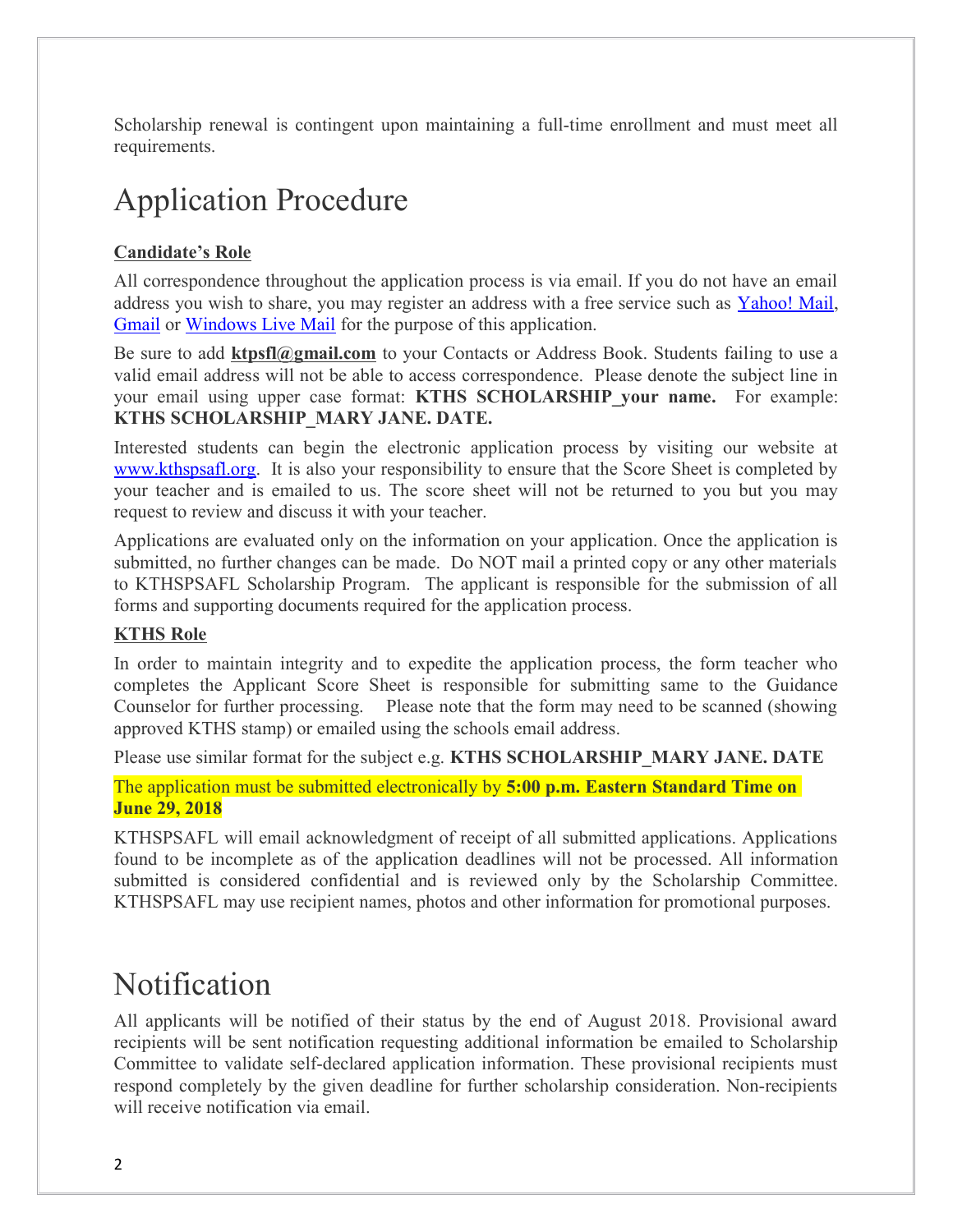Scholarship renewal is contingent upon maintaining a full-time enrollment and must meet all requirements.

# Application Procedure

**Candidate's Role**

All correspondence throughout the application process is via email. If you do not have an email address you wish to share, you may register an address with a free service such as [Yahoo! Mail](), [Gmail]() or [Windows Live Mail]() for the purpose of this application.

Be sure to add **ktpsfl@gmail.com** to your Contacts or Address Book. Students failing to use a valid email address will not be able to access correspondence. Please denote the subject line in your email using upper case format: **KTHS SCHOLARSHIP_your name.** For example: **KTHS SCHOLARSHIP_MARY JANE. DATE.**

Interested students can begin the electronic application process by visiting our website at www.kthspsafl.org. It is also your responsibility to ensure that the Score Sheet is completed by your teacher and is emailed to us. The score sheet will not be returned to you but you may request to review and discuss it with your teacher.

Applications are evaluated only on the information on your application. Once the application is submitted, no further changes can be made. Do NOT mail a printed copy or any other materials to KTHSPSAFL Scholarship Program. The applicant is responsible for the submission of all forms and supporting documents required for the application process.

**KTHS Role**

In order to maintain integrity and to expedite the application process, the form teacher who completes the Applicant Score Sheet is responsible for submitting same to the Guidance Counselor for further processing. Please note that the form may need to be scanned (showing approved KTHS stamp) or emailed using the schools email address.

Please use similar format for the subject e.g. **KTHS SCHOLARSHIP_MARY JANE. DATE**

The application must be submitted electronically by **5:00 p.m. Eastern Standard Time on June 29, 2018**

KTHSPSAFL will email acknowledgment of receipt of all submitted applications. Applications found to be incomplete as of the application deadlines will not be processed. All information submitted is considered confidential and is reviewed only by the Scholarship Committee. KTHSPSAFL may use recipient names, photos and other information for promotional purposes.

# Notification

All applicants will be notified of their status by the end of August 2018. Provisional award recipients will be sent notification requesting additional information be emailed to Scholarship Committee to validate self-declared application information. These provisional recipients must respond completely by the given deadline for further scholarship consideration. Non-recipients will receive notification via email.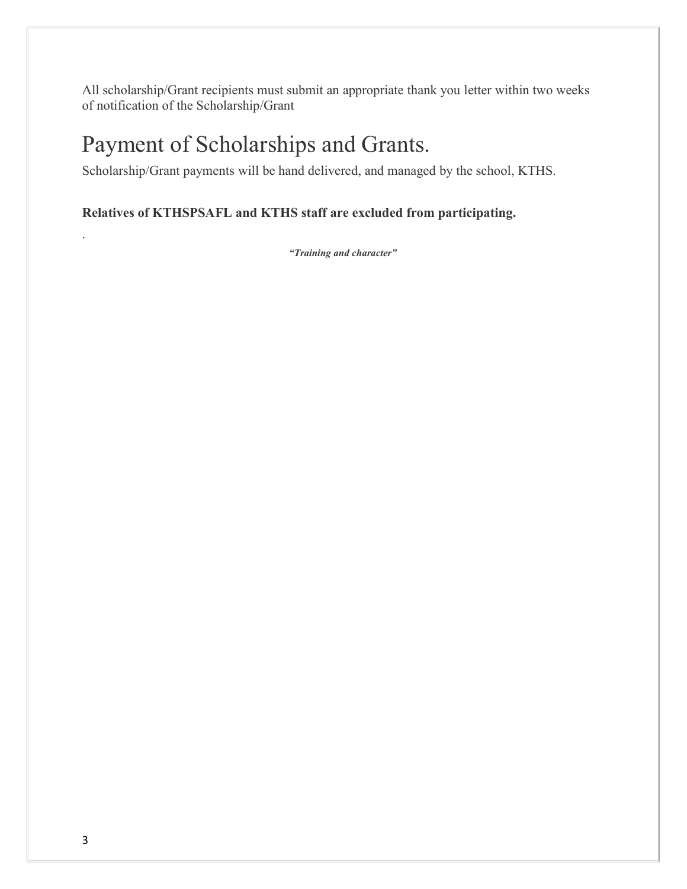All scholarship/Grant recipients must submit an appropriate thank you letter within two weeks of notification of the Scholarship/Grant

# Payment of Scholarships and Grants.

Scholarship/Grant payments will be hand delivered, and managed by the school, KTHS.

**Relatives of KTHSPSAFL and KTHS staff are excluded from participating.**

.

***"Training and character"***